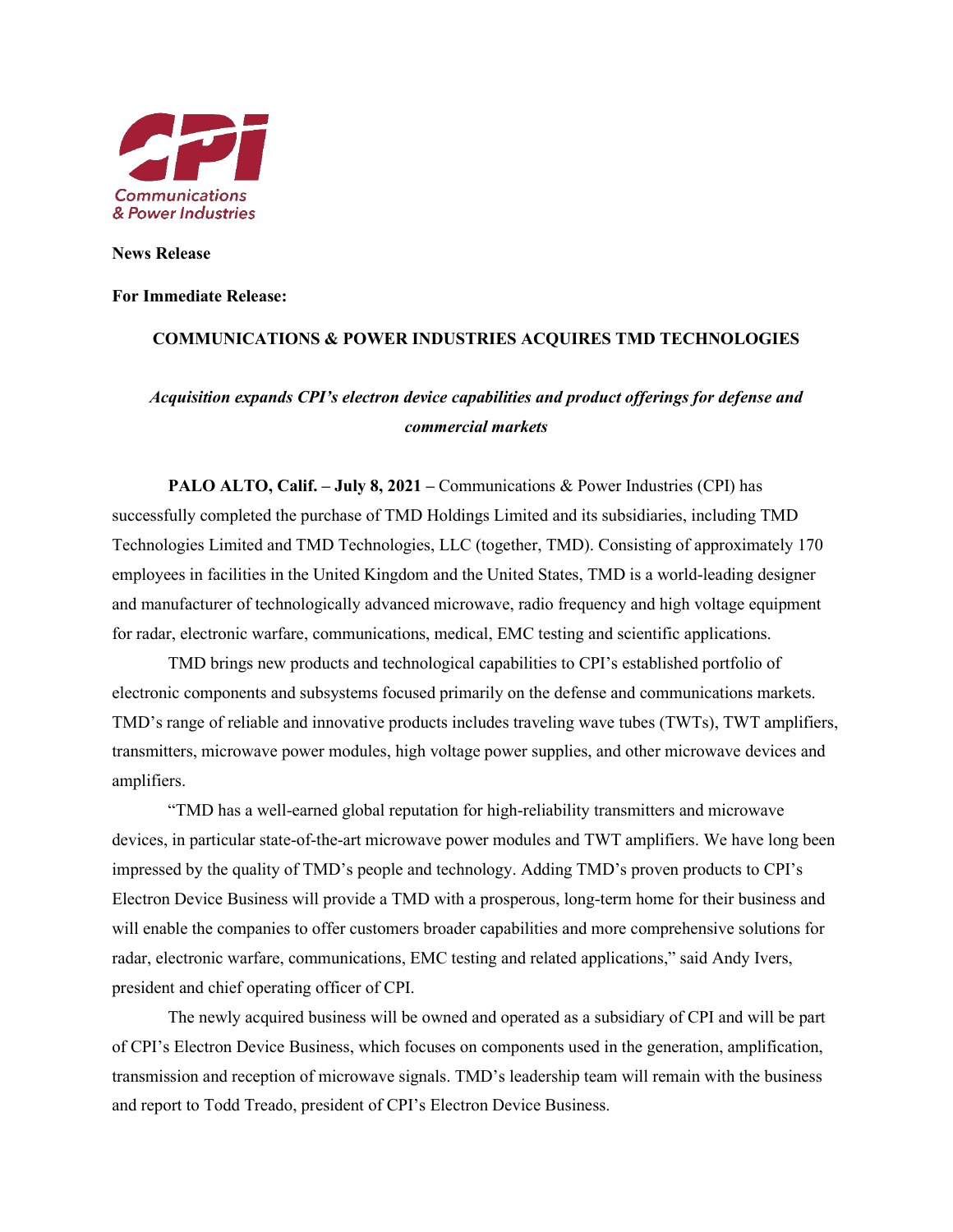**News Release**

**For Immediate Release:**

# COMMUNICATIONS & POWER INDUSTRIES ACQUIRES TMD TECHNOLOGIES

***Acquisition expands CPI's electron device capabilities and product offerings for defense and commercial markets***

**PALO ALTO, Calif. – July 8, 2021 –** Communications & Power Industries (CPI) has successfully completed the purchase of TMD Holdings Limited and its subsidiaries, including TMD Technologies Limited and TMD Technologies, LLC (together, TMD). Consisting of approximately 170 employees in facilities in the United Kingdom and the United States, TMD is a world-leading designer and manufacturer of technologically advanced microwave, radio frequency and high voltage equipment for radar, electronic warfare, communications, medical, EMC testing and scientific applications.

TMD brings new products and technological capabilities to CPI's established portfolio of electronic components and subsystems focused primarily on the defense and communications markets. TMD's range of reliable and innovative products includes traveling wave tubes (TWTs), TWT amplifiers, transmitters, microwave power modules, high voltage power supplies, and other microwave devices and amplifiers.

"TMD has a well-earned global reputation for high-reliability transmitters and microwave devices, in particular state-of-the-art microwave power modules and TWT amplifiers. We have long been impressed by the quality of TMD's people and technology. Adding TMD's proven products to CPI's Electron Device Business will provide a TMD with a prosperous, long-term home for their business and will enable the companies to offer customers broader capabilities and more comprehensive solutions for radar, electronic warfare, communications, EMC testing and related applications," said Andy Ivers, president and chief operating officer of CPI.

The newly acquired business will be owned and operated as a subsidiary of CPI and will be part of CPI's Electron Device Business, which focuses on components used in the generation, amplification, transmission and reception of microwave signals. TMD's leadership team will remain with the business and report to Todd Treado, president of CPI's Electron Device Business.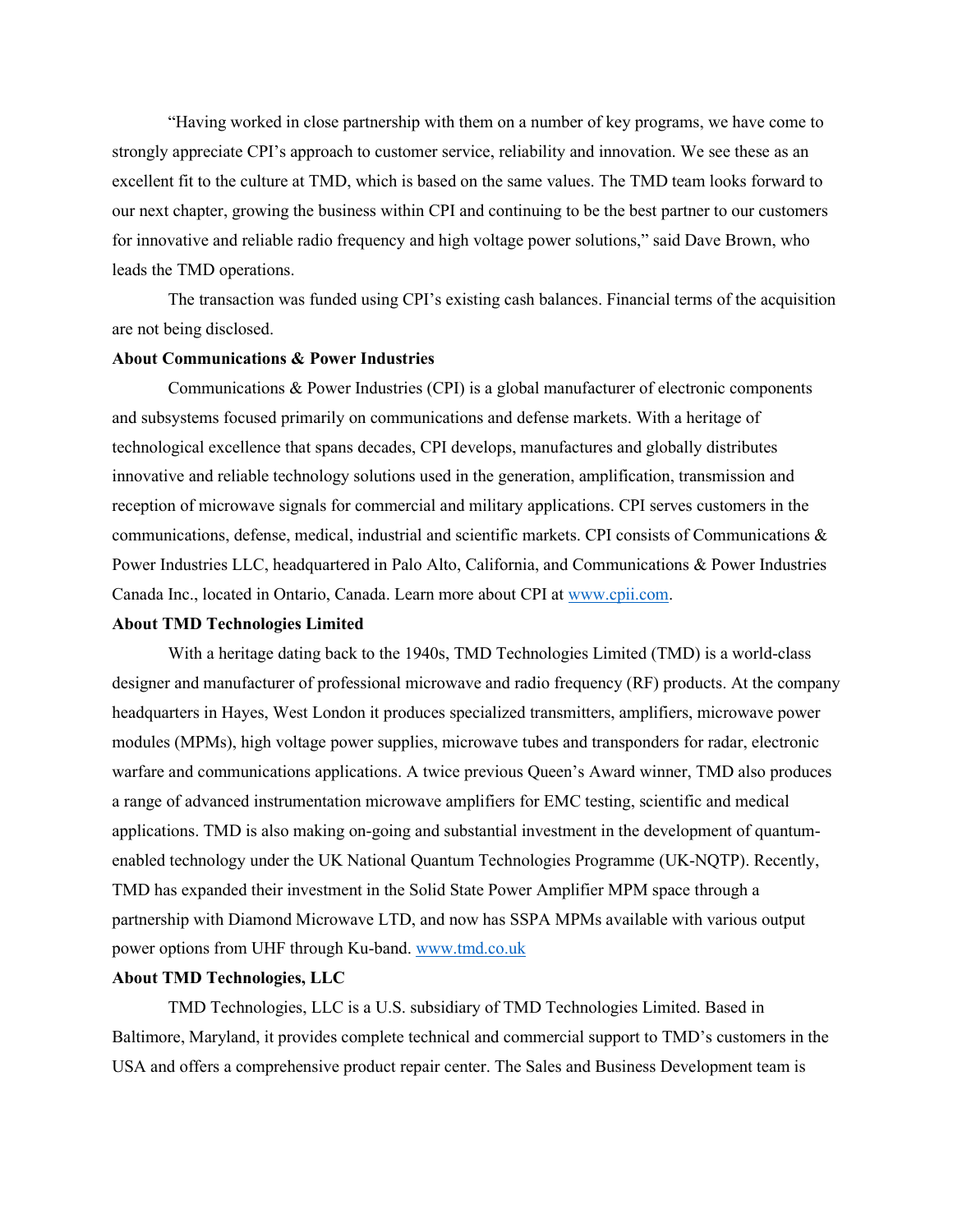"Having worked in close partnership with them on a number of key programs, we have come to strongly appreciate CPI's approach to customer service, reliability and innovation. We see these as an excellent fit to the culture at TMD, which is based on the same values. The TMD team looks forward to our next chapter, growing the business within CPI and continuing to be the best partner to our customers for innovative and reliable radio frequency and high voltage power solutions," said Dave Brown, who leads the TMD operations.

The transaction was funded using CPI's existing cash balances. Financial terms of the acquisition are not being disclosed.

**About Communications & Power Industries**

Communications & Power Industries (CPI) is a global manufacturer of electronic components and subsystems focused primarily on communications and defense markets. With a heritage of technological excellence that spans decades, CPI develops, manufactures and globally distributes innovative and reliable technology solutions used in the generation, amplification, transmission and reception of microwave signals for commercial and military applications. CPI serves customers in the communications, defense, medical, industrial and scientific markets. CPI consists of Communications & Power Industries LLC, headquartered in Palo Alto, California, and Communications & Power Industries Canada Inc., located in Ontario, Canada. Learn more about CPI at [www.cpii.com](http://www.cpii.com).

**About TMD Technologies Limited**

With a heritage dating back to the 1940s, TMD Technologies Limited (TMD) is a world-class designer and manufacturer of professional microwave and radio frequency (RF) products. At the company headquarters in Hayes, West London it produces specialized transmitters, amplifiers, microwave power modules (MPMs), high voltage power supplies, microwave tubes and transponders for radar, electronic warfare and communications applications. A twice previous Queen's Award winner, TMD also produces a range of advanced instrumentation microwave amplifiers for EMC testing, scientific and medical applications. TMD is also making on-going and substantial investment in the development of quantum-enabled technology under the UK National Quantum Technologies Programme (UK-NQTP). Recently, TMD has expanded their investment in the Solid State Power Amplifier MPM space through a partnership with Diamond Microwave LTD, and now has SSPA MPMs available with various output power options from UHF through Ku-band. [www.tmd.co.uk](http://www.tmd.co.uk)

**About TMD Technologies, LLC**

TMD Technologies, LLC is a U.S. subsidiary of TMD Technologies Limited. Based in Baltimore, Maryland, it provides complete technical and commercial support to TMD's customers in the USA and offers a comprehensive product repair center. The Sales and Business Development team is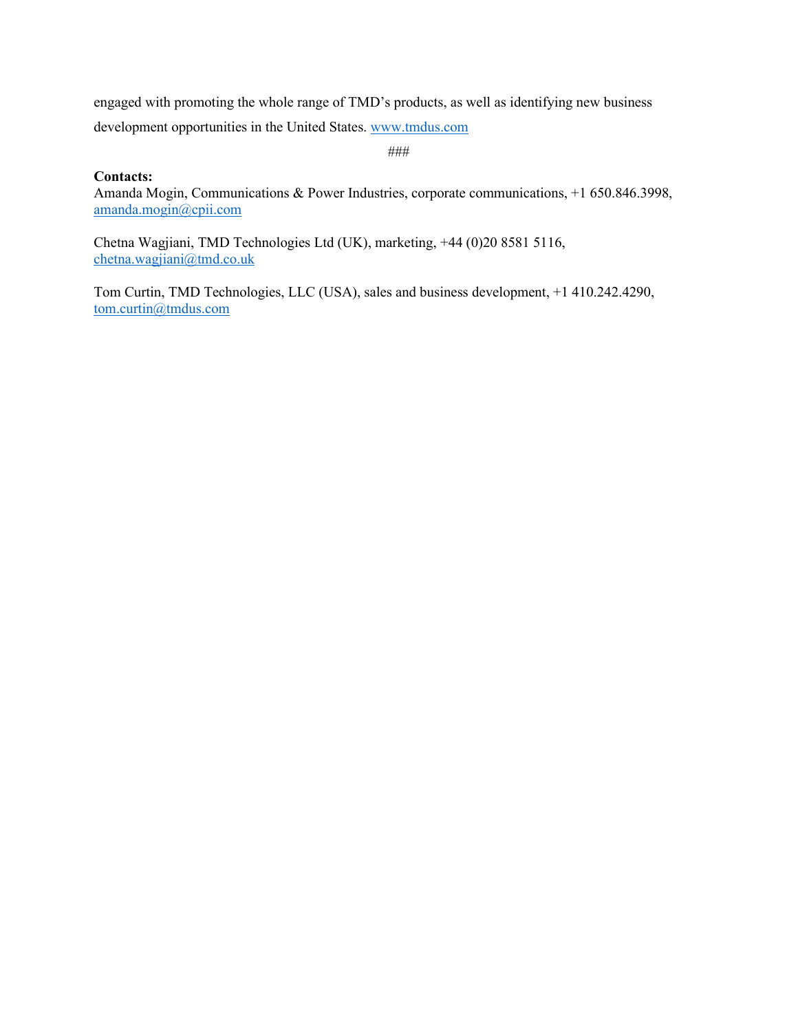engaged with promoting the whole range of TMD's products, as well as identifying new business development opportunities in the United States. www.tmdus.com

###

**Contacts:**
Amanda Mogin, Communications & Power Industries, corporate communications, +1 650.846.3998, amanda.mogin@cpii.com

Chetna Wagjiani, TMD Technologies Ltd (UK), marketing, +44 (0)20 8581 5116, chetna.wagjiani@tmd.co.uk

Tom Curtin, TMD Technologies, LLC (USA), sales and business development, +1 410.242.4290, tom.curtin@tmdus.com